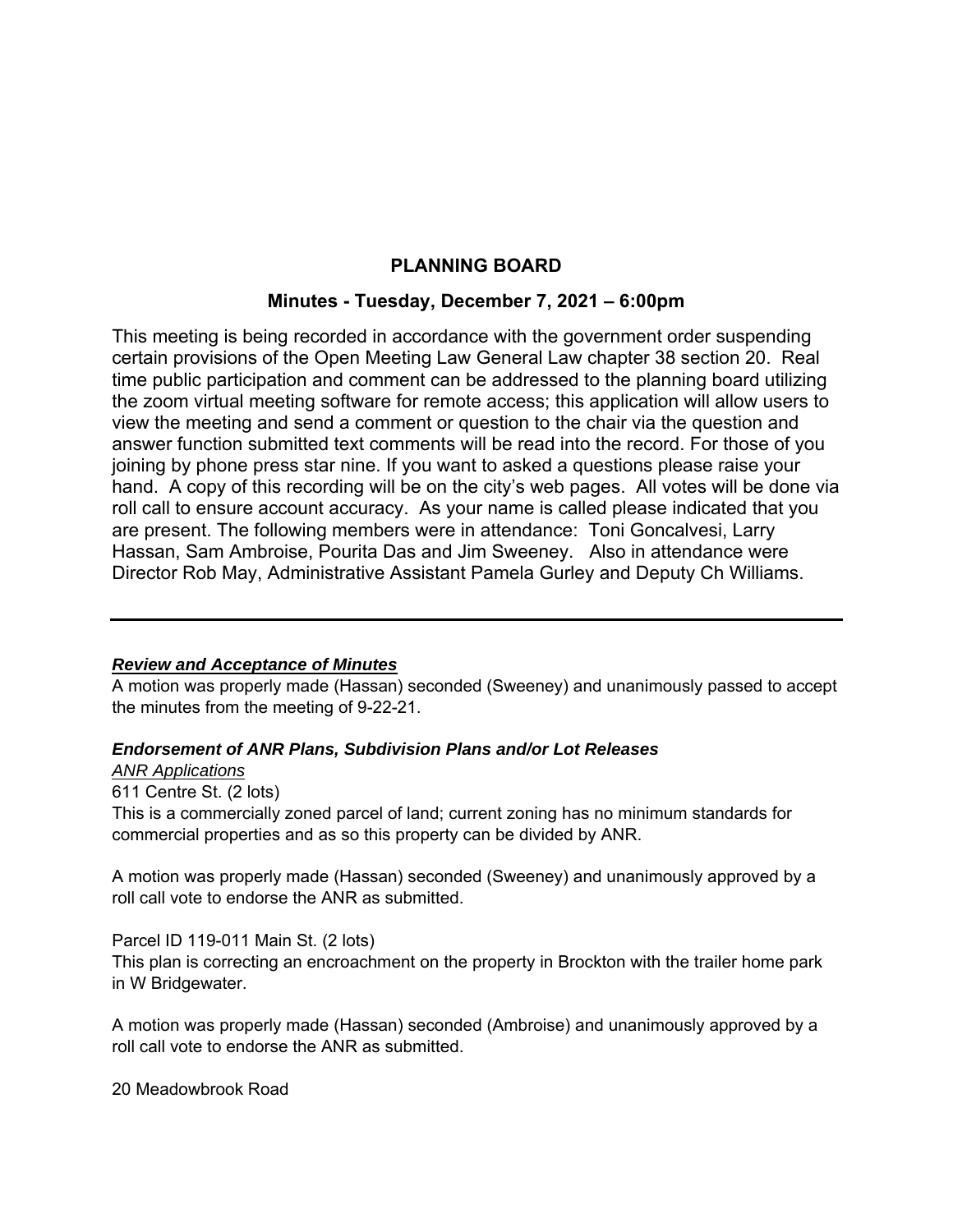# PLANNING BOARD

## Minutes - Tuesday, December 7, 2021 – 6:00pm

This meeting is being recorded in accordance with the government order suspending certain provisions of the Open Meeting Law General Law chapter 38 section 20. Real time public participation and comment can be addressed to the planning board utilizing the zoom virtual meeting software for remote access; this application will allow users to view the meeting and send a comment or question to the chair via the question and answer function submitted text comments will be read into the record. For those of you joining by phone press star nine. If you want to asked a questions please raise your hand. A copy of this recording will be on the city's web pages. All votes will be done via roll call to ensure account accuracy. As your name is called please indicated that you are present. The following members were in attendance: Toni Goncalvesi, Larry Hassan, Sam Ambroise, Pourita Das and Jim Sweeney. Also in attendance were Director Rob May, Administrative Assistant Pamela Gurley and Deputy Ch Williams.

---

***Review and Acceptance of Minutes***

A motion was properly made (Hassan) seconded (Sweeney) and unanimously passed to accept the minutes from the meeting of 9-22-21.

***Endorsement of ANR Plans, Subdivision Plans and/or Lot Releases***

*ANR Applications*

611 Centre St. (2 lots)

This is a commercially zoned parcel of land; current zoning has no minimum standards for commercial properties and as so this property can be divided by ANR.

A motion was properly made (Hassan) seconded (Sweeney) and unanimously approved by a roll call vote to endorse the ANR as submitted.

Parcel ID 119-011 Main St. (2 lots)

This plan is correcting an encroachment on the property in Brockton with the trailer home park in W Bridgewater.

A motion was properly made (Hassan) seconded (Ambroise) and unanimously approved by a roll call vote to endorse the ANR as submitted.

20 Meadowbrook Road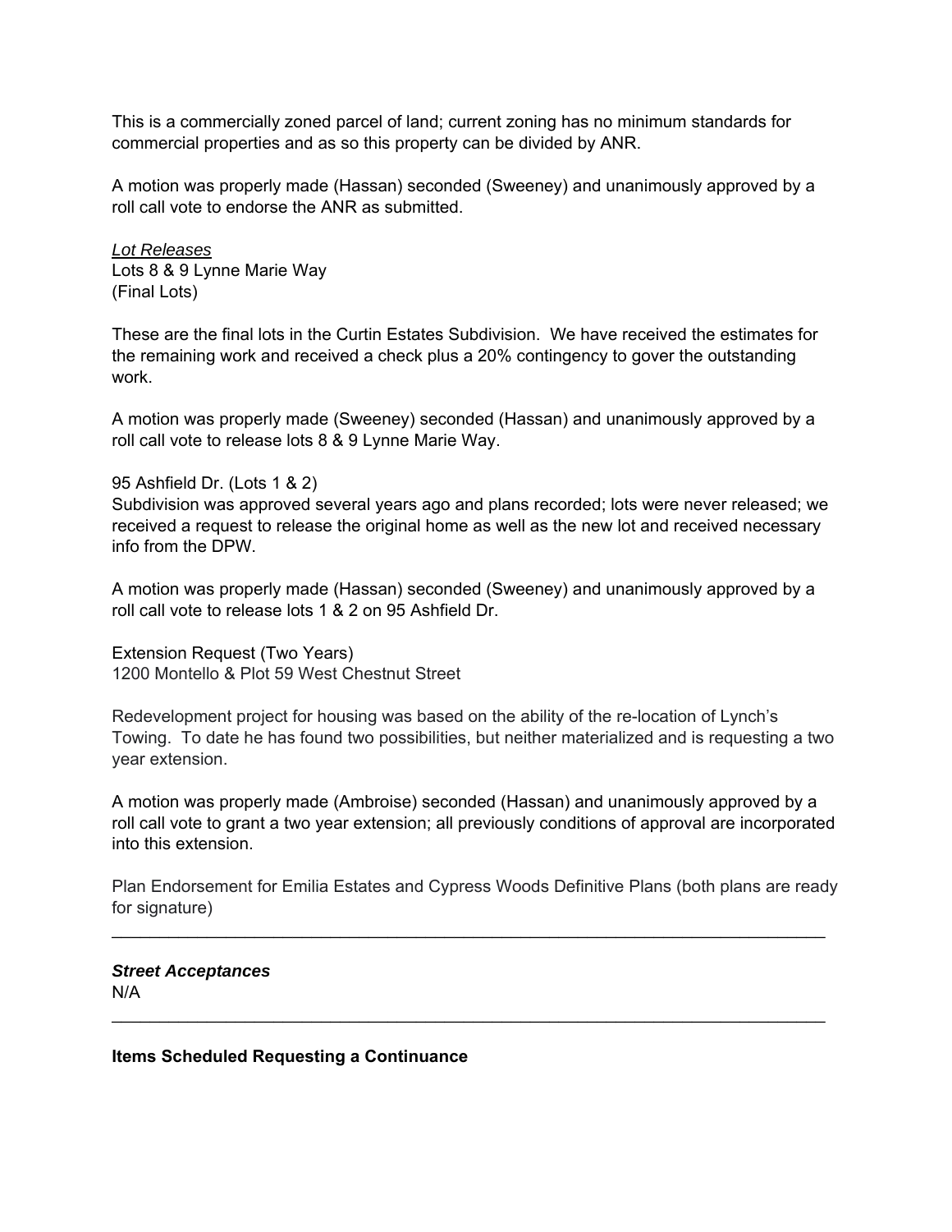This is a commercially zoned parcel of land; current zoning has no minimum standards for commercial properties and as so this property can be divided by ANR.

A motion was properly made (Hassan) seconded (Sweeney) and unanimously approved by a roll call vote to endorse the ANR as submitted.

*Lot Releases*
Lots 8 & 9 Lynne Marie Way
(Final Lots)

These are the final lots in the Curtin Estates Subdivision. We have received the estimates for the remaining work and received a check plus a 20% contingency to gover the outstanding work.

A motion was properly made (Sweeney) seconded (Hassan) and unanimously approved by a roll call vote to release lots 8 & 9 Lynne Marie Way.

95 Ashfield Dr. (Lots 1 & 2)
Subdivision was approved several years ago and plans recorded; lots were never released; we received a request to release the original home as well as the new lot and received necessary info from the DPW.

A motion was properly made (Hassan) seconded (Sweeney) and unanimously approved by a roll call vote to release lots 1 & 2 on 95 Ashfield Dr.

Extension Request (Two Years)
1200 Montello & Plot 59 West Chestnut Street

Redevelopment project for housing was based on the ability of the re-location of Lynch's Towing. To date he has found two possibilities, but neither materialized and is requesting a two year extension.

A motion was properly made (Ambroise) seconded (Hassan) and unanimously approved by a roll call vote to grant a two year extension; all previously conditions of approval are incorporated into this extension.

Plan Endorsement for Emilia Estates and Cypress Woods Definitive Plans (both plans are ready for signature)

---

***Street Acceptances***
N/A

---

**Items Scheduled Requesting a Continuance**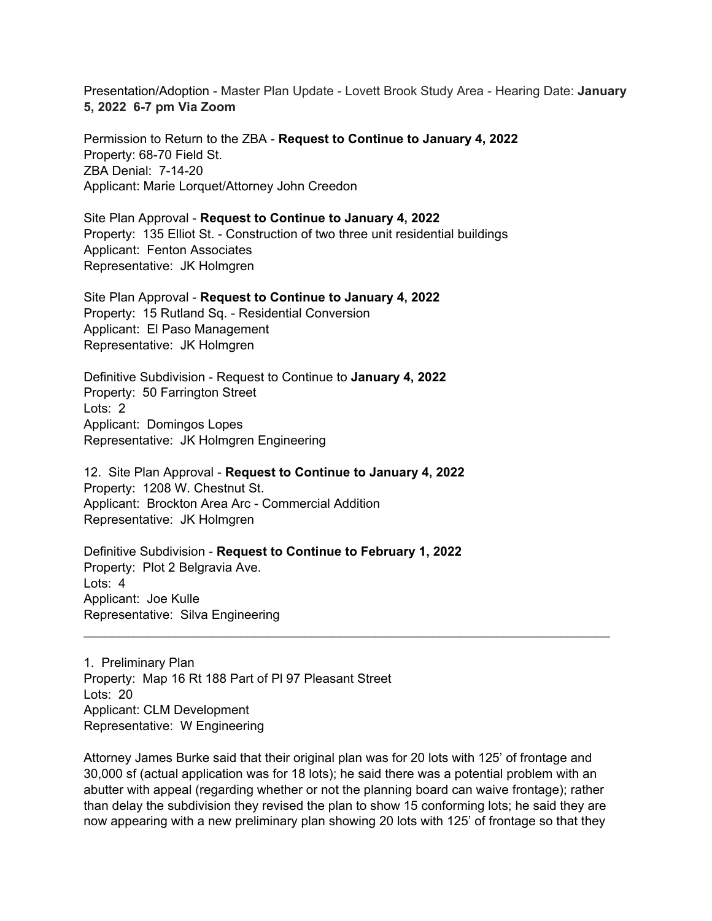Presentation/Adoption - Master Plan Update - Lovett Brook Study Area - Hearing Date: **January 5, 2022 6-7 pm Via Zoom**

Permission to Return to the ZBA - **Request to Continue to January 4, 2022**
Property: 68-70 Field St.
ZBA Denial: 7-14-20
Applicant: Marie Lorquet/Attorney John Creedon

Site Plan Approval - **Request to Continue to January 4, 2022**
Property: 135 Elliot St. - Construction of two three unit residential buildings
Applicant: Fenton Associates
Representative: JK Holmgren

Site Plan Approval - **Request to Continue to January 4, 2022**
Property: 15 Rutland Sq. - Residential Conversion
Applicant: El Paso Management
Representative: JK Holmgren

Definitive Subdivision - Request to Continue to **January 4, 2022**
Property: 50 Farrington Street
Lots: 2
Applicant: Domingos Lopes
Representative: JK Holmgren Engineering

12. Site Plan Approval - **Request to Continue to January 4, 2022**
Property: 1208 W. Chestnut St.
Applicant: Brockton Area Arc - Commercial Addition
Representative: JK Holmgren

Definitive Subdivision - **Request to Continue to February 1, 2022**
Property: Plot 2 Belgravia Ave.
Lots: 4
Applicant: Joe Kulle
Representative: Silva Engineering

---

1. Preliminary Plan
Property: Map 16 Rt 188 Part of Pl 97 Pleasant Street
Lots: 20
Applicant: CLM Development
Representative: W Engineering

Attorney James Burke said that their original plan was for 20 lots with 125' of frontage and 30,000 sf (actual application was for 18 lots); he said there was a potential problem with an abutter with appeal (regarding whether or not the planning board can waive frontage); rather than delay the subdivision they revised the plan to show 15 conforming lots; he said they are now appearing with a new preliminary plan showing 20 lots with 125' of frontage so that they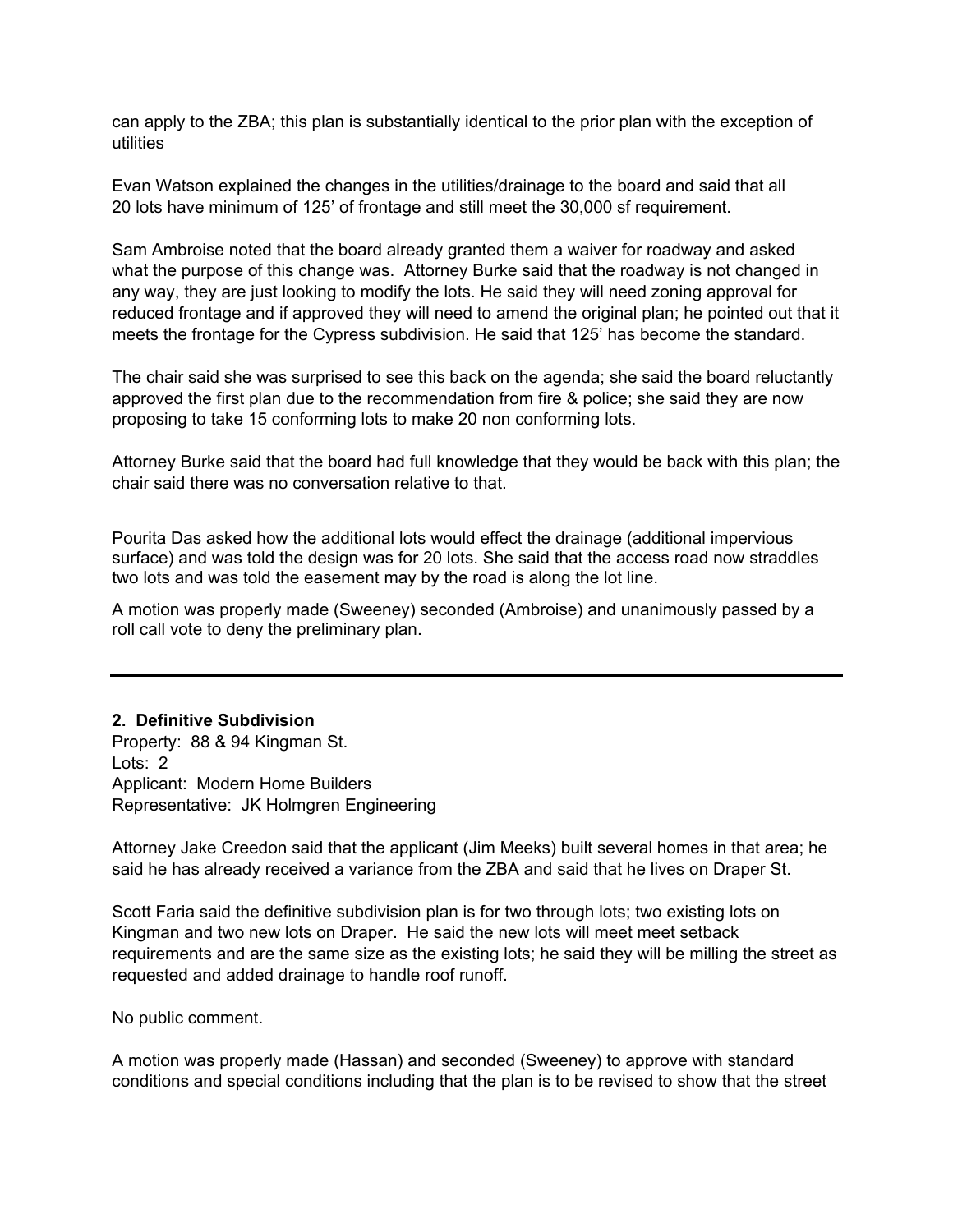can apply to the ZBA; this plan is substantially identical to the prior plan with the exception of utilities

Evan Watson explained the changes in the utilities/drainage to the board and said that all 20 lots have minimum of 125' of frontage and still meet the 30,000 sf requirement.

Sam Ambroise noted that the board already granted them a waiver for roadway and asked what the purpose of this change was. Attorney Burke said that the roadway is not changed in any way, they are just looking to modify the lots. He said they will need zoning approval for reduced frontage and if approved they will need to amend the original plan; he pointed out that it meets the frontage for the Cypress subdivision. He said that 125' has become the standard.

The chair said she was surprised to see this back on the agenda; she said the board reluctantly approved the first plan due to the recommendation from fire & police; she said they are now proposing to take 15 conforming lots to make 20 non conforming lots.

Attorney Burke said that the board had full knowledge that they would be back with this plan; the chair said there was no conversation relative to that.

Pourita Das asked how the additional lots would effect the drainage (additional impervious surface) and was told the design was for 20 lots. She said that the access road now straddles two lots and was told the easement may by the road is along the lot line.

A motion was properly made (Sweeney) seconded (Ambroise) and unanimously passed by a roll call vote to deny the preliminary plan.

---

**2. Definitive Subdivision**
Property: 88 & 94 Kingman St.
Lots: 2
Applicant: Modern Home Builders
Representative: JK Holmgren Engineering

Attorney Jake Creedon said that the applicant (Jim Meeks) built several homes in that area; he said he has already received a variance from the ZBA and said that he lives on Draper St.

Scott Faria said the definitive subdivision plan is for two through lots; two existing lots on Kingman and two new lots on Draper. He said the new lots will meet meet setback requirements and are the same size as the existing lots; he said they will be milling the street as requested and added drainage to handle roof runoff.

No public comment.

A motion was properly made (Hassan) and seconded (Sweeney) to approve with standard conditions and special conditions including that the plan is to be revised to show that the street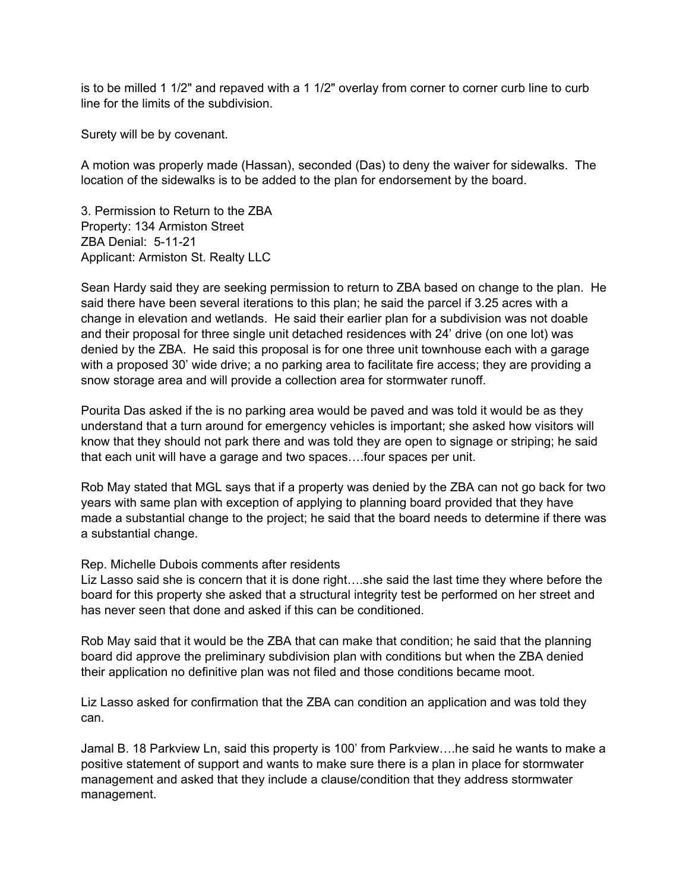is to be milled 1 1/2" and repaved with a 1 1/2" overlay from corner to corner curb line to curb line for the limits of the subdivision.

Surety will be by covenant.

A motion was properly made (Hassan), seconded (Das) to deny the waiver for sidewalks. The location of the sidewalks is to be added to the plan for endorsement by the board.

3. Permission to Return to the ZBA
Property: 134 Armiston Street
ZBA Denial: 5-11-21
Applicant: Armiston St. Realty LLC

Sean Hardy said they are seeking permission to return to ZBA based on change to the plan. He said there have been several iterations to this plan; he said the parcel if 3.25 acres with a change in elevation and wetlands. He said their earlier plan for a subdivision was not doable and their proposal for three single unit detached residences with 24' drive (on one lot) was denied by the ZBA. He said this proposal is for one three unit townhouse each with a garage with a proposed 30' wide drive; a no parking area to facilitate fire access; they are providing a snow storage area and will provide a collection area for stormwater runoff.

Pourita Das asked if the is no parking area would be paved and was told it would be as they understand that a turn around for emergency vehicles is important; she asked how visitors will know that they should not park there and was told they are open to signage or striping; he said that each unit will have a garage and two spaces….four spaces per unit.

Rob May stated that MGL says that if a property was denied by the ZBA can not go back for two years with same plan with exception of applying to planning board provided that they have made a substantial change to the project; he said that the board needs to determine if there was a substantial change.

Rep. Michelle Dubois comments after residents
Liz Lasso said she is concern that it is done right….she said the last time they where before the board for this property she asked that a structural integrity test be performed on her street and has never seen that done and asked if this can be conditioned.

Rob May said that it would be the ZBA that can make that condition; he said that the planning board did approve the preliminary subdivision plan with conditions but when the ZBA denied their application no definitive plan was not filed and those conditions became moot.

Liz Lasso asked for confirmation that the ZBA can condition an application and was told they can.

Jamal B. 18 Parkview Ln, said this property is 100' from Parkview….he said he wants to make a positive statement of support and wants to make sure there is a plan in place for stormwater management and asked that they include a clause/condition that they address stormwater management.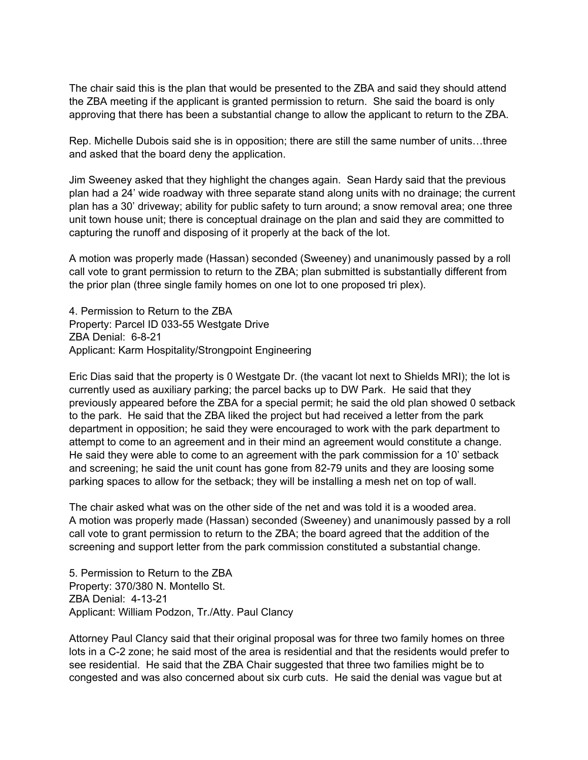The chair said this is the plan that would be presented to the ZBA and said they should attend the ZBA meeting if the applicant is granted permission to return. She said the board is only approving that there has been a substantial change to allow the applicant to return to the ZBA.

Rep. Michelle Dubois said she is in opposition; there are still the same number of units…three and asked that the board deny the application.

Jim Sweeney asked that they highlight the changes again. Sean Hardy said that the previous plan had a 24' wide roadway with three separate stand along units with no drainage; the current plan has a 30' driveway; ability for public safety to turn around; a snow removal area; one three unit town house unit; there is conceptual drainage on the plan and said they are committed to capturing the runoff and disposing of it properly at the back of the lot.

A motion was properly made (Hassan) seconded (Sweeney) and unanimously passed by a roll call vote to grant permission to return to the ZBA; plan submitted is substantially different from the prior plan (three single family homes on one lot to one proposed tri plex).

4. Permission to Return to the ZBA
Property: Parcel ID 033-55 Westgate Drive
ZBA Denial: 6-8-21
Applicant: Karm Hospitality/Strongpoint Engineering

Eric Dias said that the property is 0 Westgate Dr. (the vacant lot next to Shields MRI); the lot is currently used as auxiliary parking; the parcel backs up to DW Park. He said that they previously appeared before the ZBA for a special permit; he said the old plan showed 0 setback to the park. He said that the ZBA liked the project but had received a letter from the park department in opposition; he said they were encouraged to work with the park department to attempt to come to an agreement and in their mind an agreement would constitute a change. He said they were able to come to an agreement with the park commission for a 10' setback and screening; he said the unit count has gone from 82-79 units and they are loosing some parking spaces to allow for the setback; they will be installing a mesh net on top of wall.

The chair asked what was on the other side of the net and was told it is a wooded area.
A motion was properly made (Hassan) seconded (Sweeney) and unanimously passed by a roll call vote to grant permission to return to the ZBA; the board agreed that the addition of the screening and support letter from the park commission constituted a substantial change.

5. Permission to Return to the ZBA
Property: 370/380 N. Montello St.
ZBA Denial: 4-13-21
Applicant: William Podzon, Tr./Atty. Paul Clancy

Attorney Paul Clancy said that their original proposal was for three two family homes on three lots in a C-2 zone; he said most of the area is residential and that the residents would prefer to see residential. He said that the ZBA Chair suggested that three two families might be to congested and was also concerned about six curb cuts. He said the denial was vague but at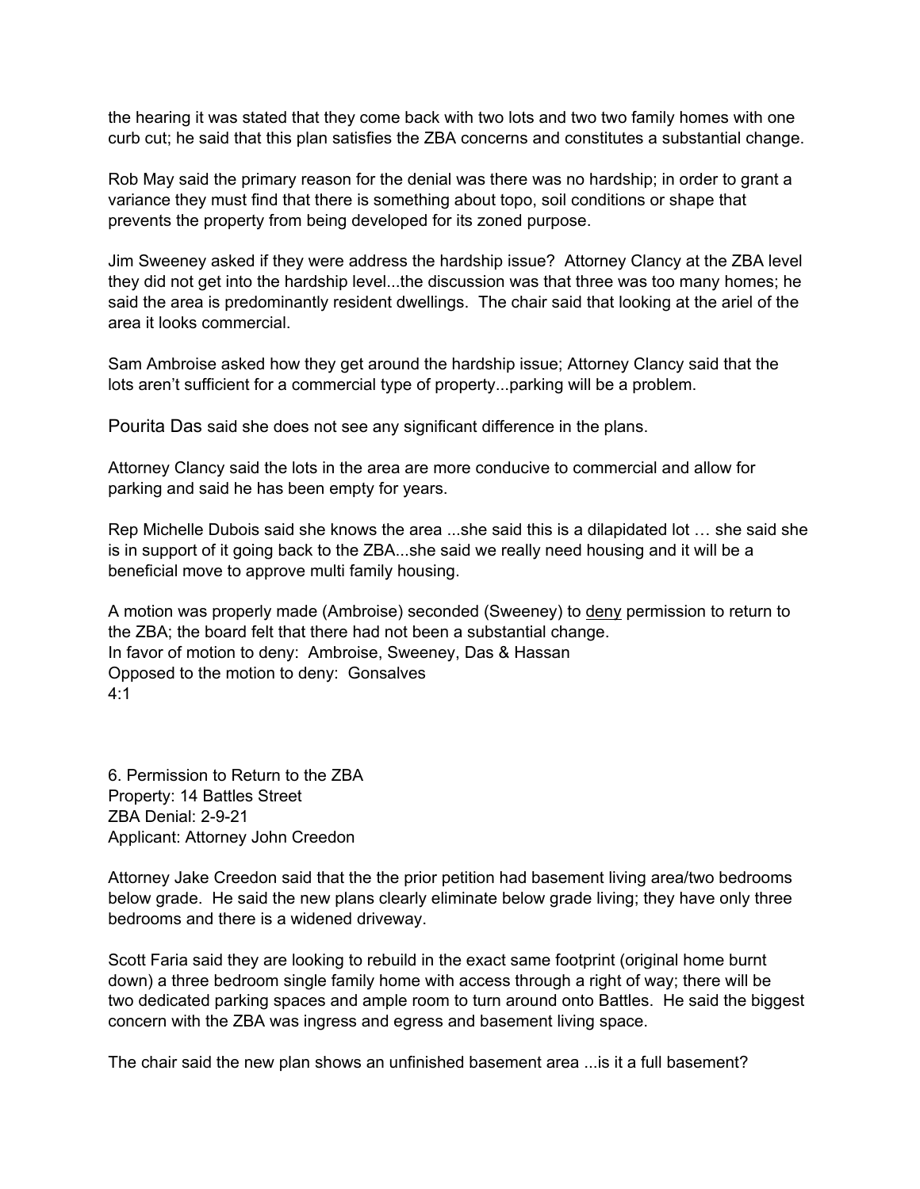the hearing it was stated that they come back with two lots and two two family homes with one curb cut; he said that this plan satisfies the ZBA concerns and constitutes a substantial change.

Rob May said the primary reason for the denial was there was no hardship; in order to grant a variance they must find that there is something about topo, soil conditions or shape that prevents the property from being developed for its zoned purpose.

Jim Sweeney asked if they were address the hardship issue? Attorney Clancy at the ZBA level they did not get into the hardship level...the discussion was that three was too many homes; he said the area is predominantly resident dwellings. The chair said that looking at the ariel of the area it looks commercial.

Sam Ambroise asked how they get around the hardship issue; Attorney Clancy said that the lots aren't sufficient for a commercial type of property...parking will be a problem.

Pourita Das said she does not see any significant difference in the plans.

Attorney Clancy said the lots in the area are more conducive to commercial and allow for parking and said he has been empty for years.

Rep Michelle Dubois said she knows the area ...she said this is a dilapidated lot … she said she is in support of it going back to the ZBA...she said we really need housing and it will be a beneficial move to approve multi family housing.

A motion was properly made (Ambroise) seconded (Sweeney) to <u>deny</u> permission to return to the ZBA; the board felt that there had not been a substantial change.
In favor of motion to deny: Ambroise, Sweeney, Das & Hassan
Opposed to the motion to deny: Gonsalves
4:1

6. Permission to Return to the ZBA
Property: 14 Battles Street
ZBA Denial: 2-9-21
Applicant: Attorney John Creedon

Attorney Jake Creedon said that the the prior petition had basement living area/two bedrooms below grade. He said the new plans clearly eliminate below grade living; they have only three bedrooms and there is a widened driveway.

Scott Faria said they are looking to rebuild in the exact same footprint (original home burnt down) a three bedroom single family home with access through a right of way; there will be two dedicated parking spaces and ample room to turn around onto Battles. He said the biggest concern with the ZBA was ingress and egress and basement living space.

The chair said the new plan shows an unfinished basement area ...is it a full basement?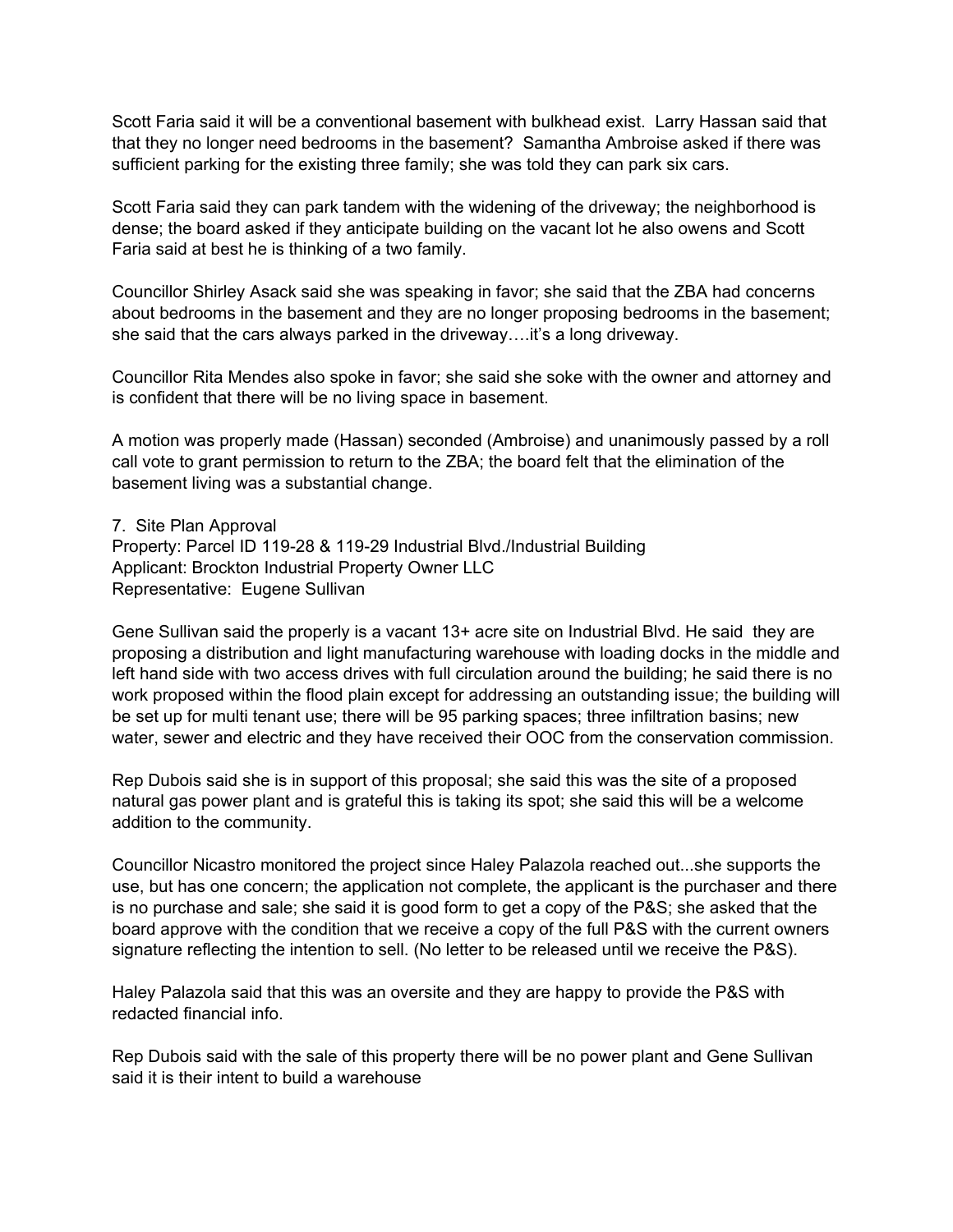Scott Faria said it will be a conventional basement with bulkhead exist. Larry Hassan said that that they no longer need bedrooms in the basement? Samantha Ambroise asked if there was sufficient parking for the existing three family; she was told they can park six cars.

Scott Faria said they can park tandem with the widening of the driveway; the neighborhood is dense; the board asked if they anticipate building on the vacant lot he also owens and Scott Faria said at best he is thinking of a two family.

Councillor Shirley Asack said she was speaking in favor; she said that the ZBA had concerns about bedrooms in the basement and they are no longer proposing bedrooms in the basement; she said that the cars always parked in the driveway….it's a long driveway.

Councillor Rita Mendes also spoke in favor; she said she soke with the owner and attorney and is confident that there will be no living space in basement.

A motion was properly made (Hassan) seconded (Ambroise) and unanimously passed by a roll call vote to grant permission to return to the ZBA; the board felt that the elimination of the basement living was a substantial change.

7. Site Plan Approval
Property: Parcel ID 119-28 & 119-29 Industrial Blvd./Industrial Building
Applicant: Brockton Industrial Property Owner LLC
Representative: Eugene Sullivan

Gene Sullivan said the properly is a vacant 13+ acre site on Industrial Blvd. He said they are proposing a distribution and light manufacturing warehouse with loading docks in the middle and left hand side with two access drives with full circulation around the building; he said there is no work proposed within the flood plain except for addressing an outstanding issue; the building will be set up for multi tenant use; there will be 95 parking spaces; three infiltration basins; new water, sewer and electric and they have received their OOC from the conservation commission.

Rep Dubois said she is in support of this proposal; she said this was the site of a proposed natural gas power plant and is grateful this is taking its spot; she said this will be a welcome addition to the community.

Councillor Nicastro monitored the project since Haley Palazola reached out...she supports the use, but has one concern; the application not complete, the applicant is the purchaser and there is no purchase and sale; she said it is good form to get a copy of the P&S; she asked that the board approve with the condition that we receive a copy of the full P&S with the current owners signature reflecting the intention to sell. (No letter to be released until we receive the P&S).

Haley Palazola said that this was an oversite and they are happy to provide the P&S with redacted financial info.

Rep Dubois said with the sale of this property there will be no power plant and Gene Sullivan said it is their intent to build a warehouse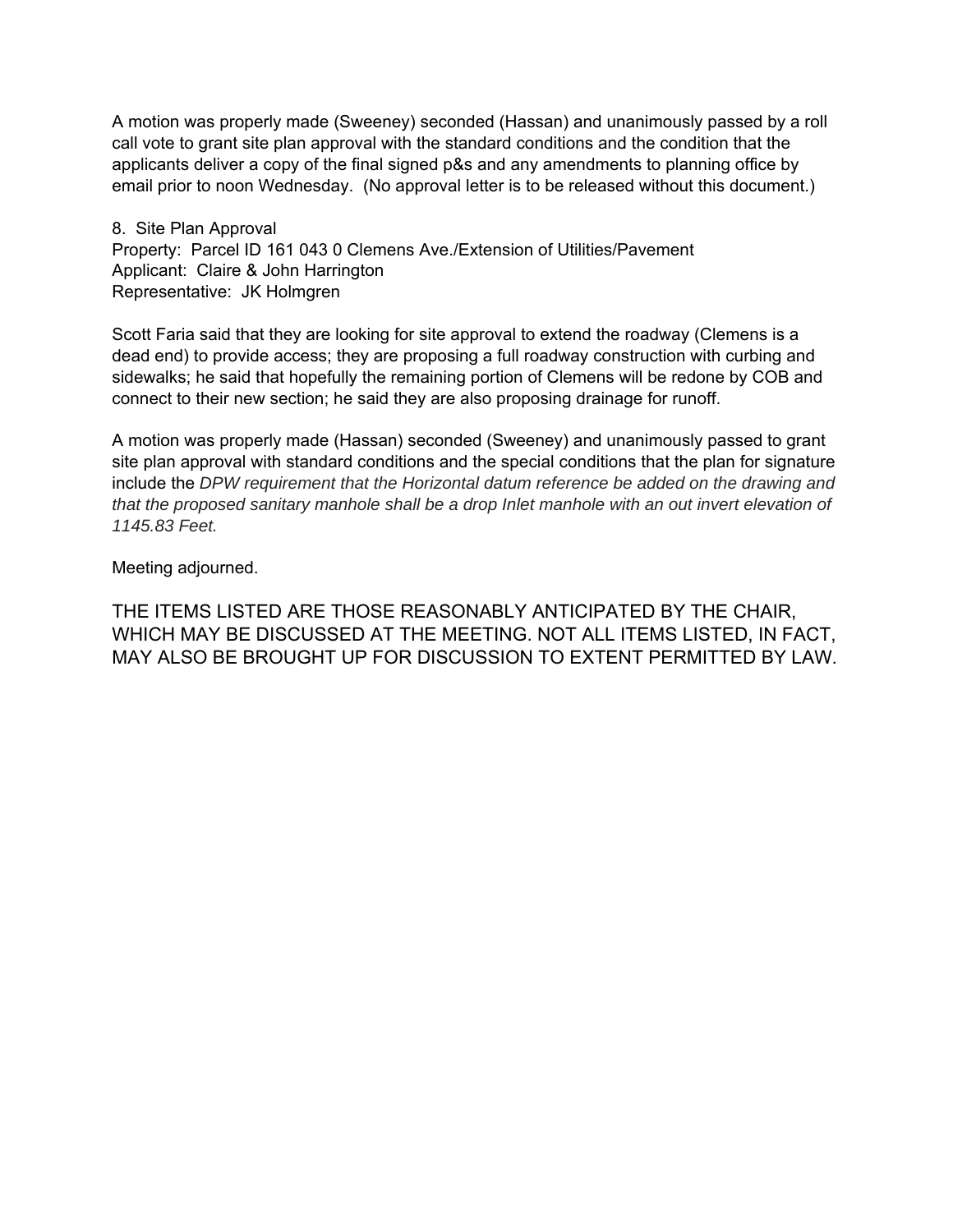A motion was properly made (Sweeney) seconded (Hassan) and unanimously passed by a roll call vote to grant site plan approval with the standard conditions and the condition that the applicants deliver a copy of the final signed p&s and any amendments to planning office by email prior to noon Wednesday. (No approval letter is to be released without this document.)

8. Site Plan Approval
Property: Parcel ID 161 043 0 Clemens Ave./Extension of Utilities/Pavement
Applicant: Claire & John Harrington
Representative: JK Holmgren

Scott Faria said that they are looking for site approval to extend the roadway (Clemens is a dead end) to provide access; they are proposing a full roadway construction with curbing and sidewalks; he said that hopefully the remaining portion of Clemens will be redone by COB and connect to their new section; he said they are also proposing drainage for runoff.

A motion was properly made (Hassan) seconded (Sweeney) and unanimously passed to grant site plan approval with standard conditions and the special conditions that the plan for signature include the *DPW requirement that the Horizontal datum reference be added on the drawing and that the proposed sanitary manhole shall be a drop Inlet manhole with an out invert elevation of 1145.83 Feet.*

Meeting adjourned.

THE ITEMS LISTED ARE THOSE REASONABLY ANTICIPATED BY THE CHAIR, WHICH MAY BE DISCUSSED AT THE MEETING. NOT ALL ITEMS LISTED, IN FACT, MAY ALSO BE BROUGHT UP FOR DISCUSSION TO EXTENT PERMITTED BY LAW.